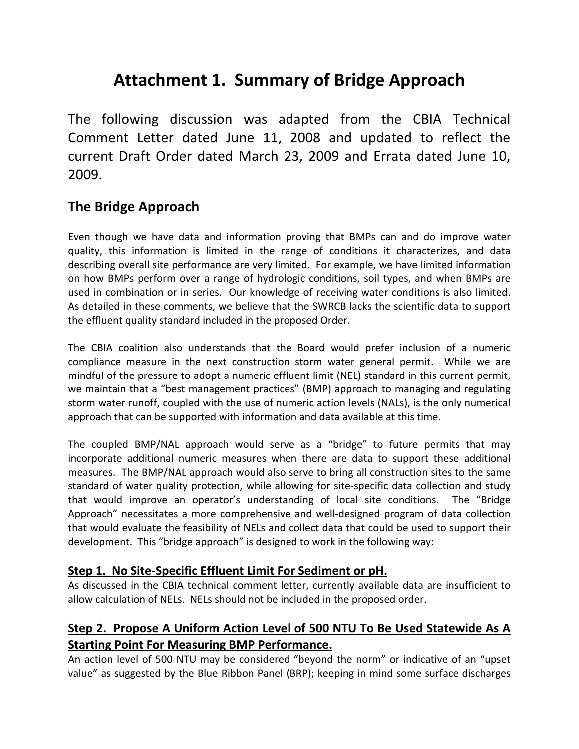# Attachment 1. Summary of Bridge Approach

The following discussion was adapted from the CBIA Technical Comment Letter dated June 11, 2008 and updated to reflect the current Draft Order dated March 23, 2009 and Errata dated June 10, 2009.

## The Bridge Approach

Even though we have data and information proving that BMPs can and do improve water quality, this information is limited in the range of conditions it characterizes, and data describing overall site performance are very limited. For example, we have limited information on how BMPs perform over a range of hydrologic conditions, soil types, and when BMPs are used in combination or in series. Our knowledge of receiving water conditions is also limited. As detailed in these comments, we believe that the SWRCB lacks the scientific data to support the effluent quality standard included in the proposed Order.

The CBIA coalition also understands that the Board would prefer inclusion of a numeric compliance measure in the next construction storm water general permit. While we are mindful of the pressure to adopt a numeric effluent limit (NEL) standard in this current permit, we maintain that a "best management practices" (BMP) approach to managing and regulating storm water runoff, coupled with the use of numeric action levels (NALs), is the only numerical approach that can be supported with information and data available at this time.

The coupled BMP/NAL approach would serve as a "bridge" to future permits that may incorporate additional numeric measures when there are data to support these additional measures. The BMP/NAL approach would also serve to bring all construction sites to the same standard of water quality protection, while allowing for site-specific data collection and study that would improve an operator's understanding of local site conditions. The "Bridge Approach" necessitates a more comprehensive and well-designed program of data collection that would evaluate the feasibility of NELs and collect data that could be used to support their development. This "bridge approach" is designed to work in the following way:

### Step 1. No Site-Specific Effluent Limit For Sediment or pH.

As discussed in the CBIA technical comment letter, currently available data are insufficient to allow calculation of NELs. NELs should not be included in the proposed order.

### Step 2. Propose A Uniform Action Level of 500 NTU To Be Used Statewide As A Starting Point For Measuring BMP Performance.

An action level of 500 NTU may be considered "beyond the norm" or indicative of an "upset value" as suggested by the Blue Ribbon Panel (BRP); keeping in mind some surface discharges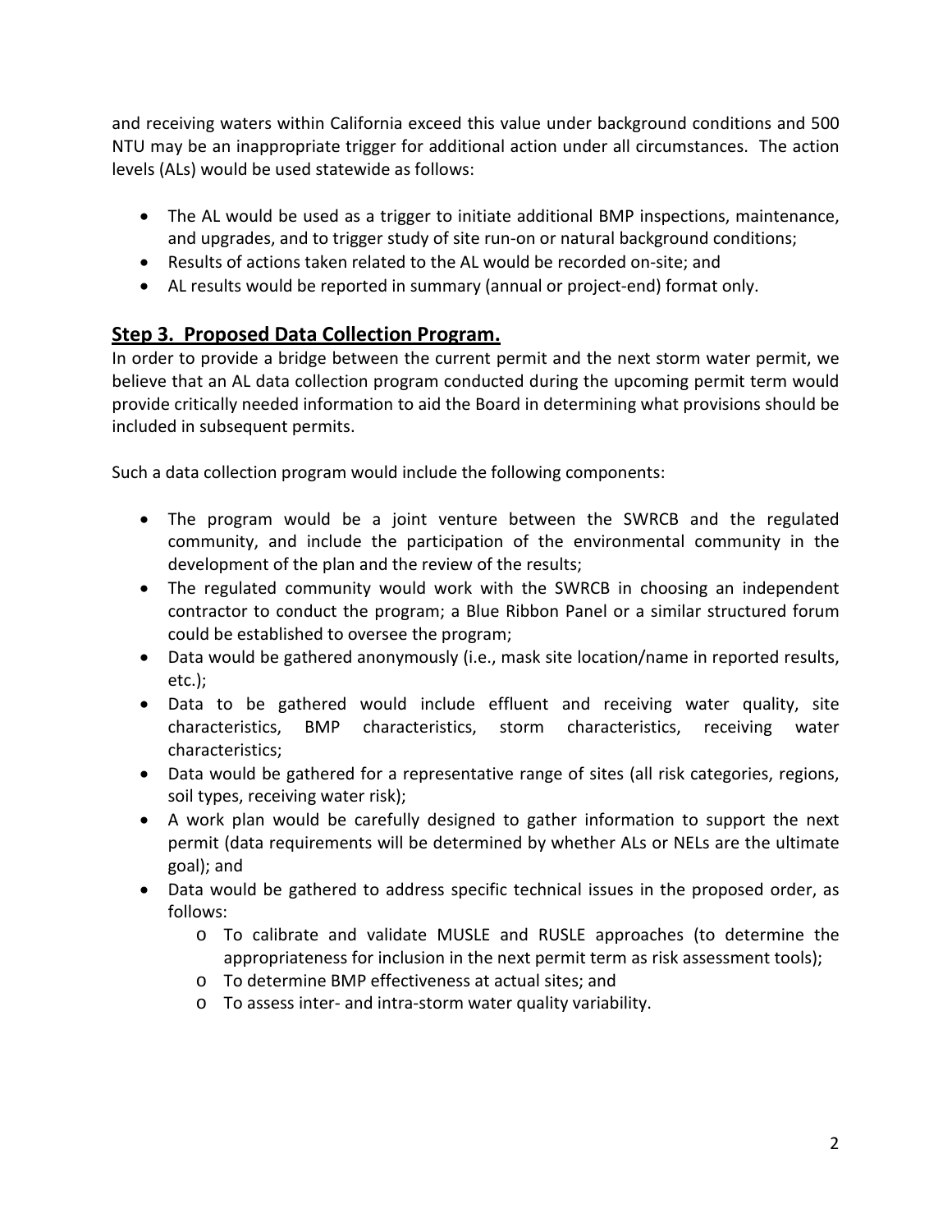and receiving waters within California exceed this value under background conditions and 500 NTU may be an inappropriate trigger for additional action under all circumstances. The action levels (ALs) would be used statewide as follows:

- The AL would be used as a trigger to initiate additional BMP inspections, maintenance, and upgrades, and to trigger study of site run-on or natural background conditions;
- Results of actions taken related to the AL would be recorded on-site; and
- AL results would be reported in summary (annual or project-end) format only.

## **Step 3. Proposed Data Collection Program.**

In order to provide a bridge between the current permit and the next storm water permit, we believe that an AL data collection program conducted during the upcoming permit term would provide critically needed information to aid the Board in determining what provisions should be included in subsequent permits.

Such a data collection program would include the following components:

- The program would be a joint venture between the SWRCB and the regulated community, and include the participation of the environmental community in the development of the plan and the review of the results;
- The regulated community would work with the SWRCB in choosing an independent contractor to conduct the program; a Blue Ribbon Panel or a similar structured forum could be established to oversee the program;
- Data would be gathered anonymously (i.e., mask site location/name in reported results, etc.);
- Data to be gathered would include effluent and receiving water quality, site characteristics, BMP characteristics, storm characteristics, receiving water characteristics;
- Data would be gathered for a representative range of sites (all risk categories, regions, soil types, receiving water risk);
- A work plan would be carefully designed to gather information to support the next permit (data requirements will be determined by whether ALs or NELs are the ultimate goal); and
- Data would be gathered to address specific technical issues in the proposed order, as follows:
    - To calibrate and validate MUSLE and RUSLE approaches (to determine the appropriateness for inclusion in the next permit term as risk assessment tools);
    - To determine BMP effectiveness at actual sites; and
    - To assess inter- and intra-storm water quality variability.